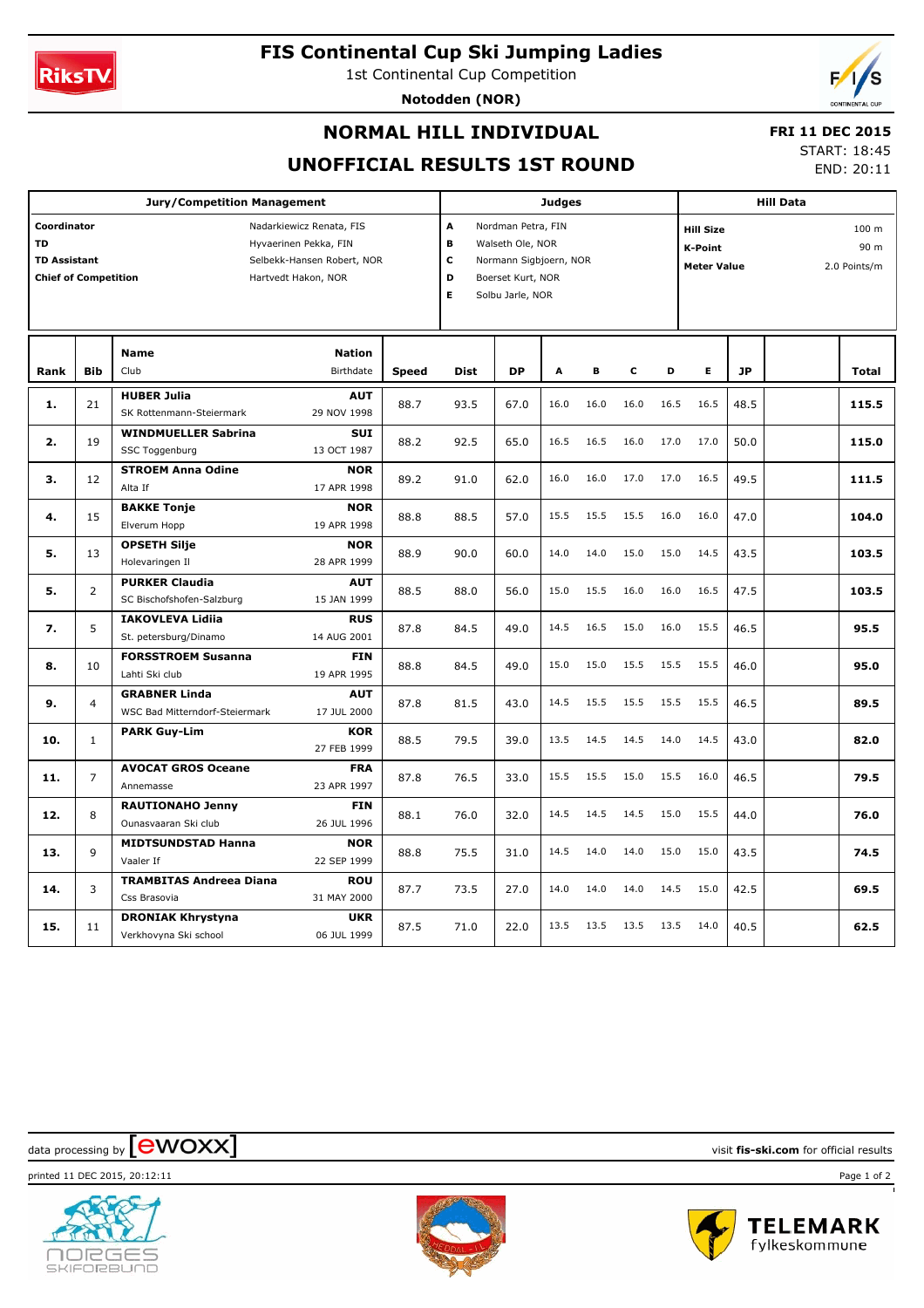# FIS Continental Cup Ski Jumping Ladies

1st Continental Cup Competition

**Notodden (NOR)**

## NORMAL HILL INDIVIDUAL

## UNOFFICIAL RESULTS 1ST ROUND

**FRI 11 DEC 2015**
START: 18:45
END: 20:11

| Jury/Competition Management | | Judges | | Hill Data | |
|---|---|---|---|---|---|
| **Coordinator** | Nadarkiewicz Renata, FIS | **A** | Nordman Petra, FIN | **Hill Size** | 100 m |
| **TD** | Hyvaerinen Pekka, FIN | **B** | Walseth Ole, NOR | **K-Point** | 90 m |
| **TD Assistant** | Selbekk-Hansen Robert, NOR | **C** | Normann Sigbjoern, NOR | **Meter Value** | 2.0 Points/m |
| **Chief of Competition** | Hartvedt Hakon, NOR | **D** | Boerset Kurt, NOR | | |
| | | **E** | Solbu Jarle, NOR | | |

| Rank | Bib | Name / Club | Nation / Birthdate | Speed | Dist | DP | A | B | C | D | E | JP | Total |
|---|---|---|---|---|---|---|---|---|---|---|---|---|---|
| **1.** | 21 | **HUBER Julia** SK Rottenmann-Steiermark | **AUT** 29 NOV 1998 | 88.7 | 93.5 | 67.0 | 16.0 | 16.0 | 16.0 | 16.5 | 16.5 | 48.5 | **115.5** |
| **2.** | 19 | **WINDMUELLER Sabrina** SSC Toggenburg | **SUI** 13 OCT 1987 | 88.2 | 92.5 | 65.0 | 16.5 | 16.5 | 16.0 | 17.0 | 17.0 | 50.0 | **115.0** |
| **3.** | 12 | **STROEM Anna Odine** Alta If | **NOR** 17 APR 1998 | 89.2 | 91.0 | 62.0 | 16.0 | 16.0 | 17.0 | 17.0 | 16.5 | 49.5 | **111.5** |
| **4.** | 15 | **BAKKE Tonje** Elverum Hopp | **NOR** 19 APR 1998 | 88.8 | 88.5 | 57.0 | 15.5 | 15.5 | 15.5 | 16.0 | 16.0 | 47.0 | **104.0** |
| **5.** | 13 | **OPSETH Silje** Holevaringen Il | **NOR** 28 APR 1999 | 88.9 | 90.0 | 60.0 | 14.0 | 14.0 | 15.0 | 15.0 | 14.5 | 43.5 | **103.5** |
| **5.** | 2 | **PURKER Claudia** SC Bischofshofen-Salzburg | **AUT** 15 JAN 1999 | 88.5 | 88.0 | 56.0 | 15.0 | 15.5 | 16.0 | 16.0 | 16.5 | 47.5 | **103.5** |
| **7.** | 5 | **IAKOVLEVA Lidiia** St. petersburg/Dinamo | **RUS** 14 AUG 2001 | 87.8 | 84.5 | 49.0 | 14.5 | 16.5 | 15.0 | 16.0 | 15.5 | 46.5 | **95.5** |
| **8.** | 10 | **FORSSTROEM Susanna** Lahti Ski club | **FIN** 19 APR 1995 | 88.8 | 84.5 | 49.0 | 15.0 | 15.0 | 15.5 | 15.5 | 15.5 | 46.0 | **95.0** |
| **9.** | 4 | **GRABNER Linda** WSC Bad Mitterndorf-Steiermark | **AUT** 17 JUL 2000 | 87.8 | 81.5 | 43.0 | 14.5 | 15.5 | 15.5 | 15.5 | 15.5 | 46.5 | **89.5** |
| **10.** | 1 | **PARK Guy-Lim** | **KOR** 27 FEB 1999 | 88.5 | 79.5 | 39.0 | 13.5 | 14.5 | 14.5 | 14.0 | 14.5 | 43.0 | **82.0** |
| **11.** | 7 | **AVOCAT GROS Oceane** Annemasse | **FRA** 23 APR 1997 | 87.8 | 76.5 | 33.0 | 15.5 | 15.5 | 15.0 | 15.5 | 16.0 | 46.5 | **79.5** |
| **12.** | 8 | **RAUTIONAHO Jenny** Ounasvaaran Ski club | **FIN** 26 JUL 1996 | 88.1 | 76.0 | 32.0 | 14.5 | 14.5 | 14.5 | 15.0 | 15.5 | 44.0 | **76.0** |
| **13.** | 9 | **MIDTSUNDSTAD Hanna** Vaaler If | **NOR** 22 SEP 1999 | 88.8 | 75.5 | 31.0 | 14.5 | 14.0 | 14.0 | 15.0 | 15.0 | 43.5 | **74.5** |
| **14.** | 3 | **TRAMBITAS Andreea Diana** Css Brasovia | **ROU** 31 MAY 2000 | 87.7 | 73.5 | 27.0 | 14.0 | 14.0 | 14.0 | 14.5 | 15.0 | 42.5 | **69.5** |
| **15.** | 11 | **DRONIAK Khrystyna** Verkhovyna Ski school | **UKR** 06 JUL 1999 | 87.5 | 71.0 | 22.0 | 13.5 | 13.5 | 13.5 | 13.5 | 14.0 | 40.5 | **62.5** |

data processing by ewoxx — visit **fis-ski.com** for official results

printed 11 DEC 2015, 20:12:11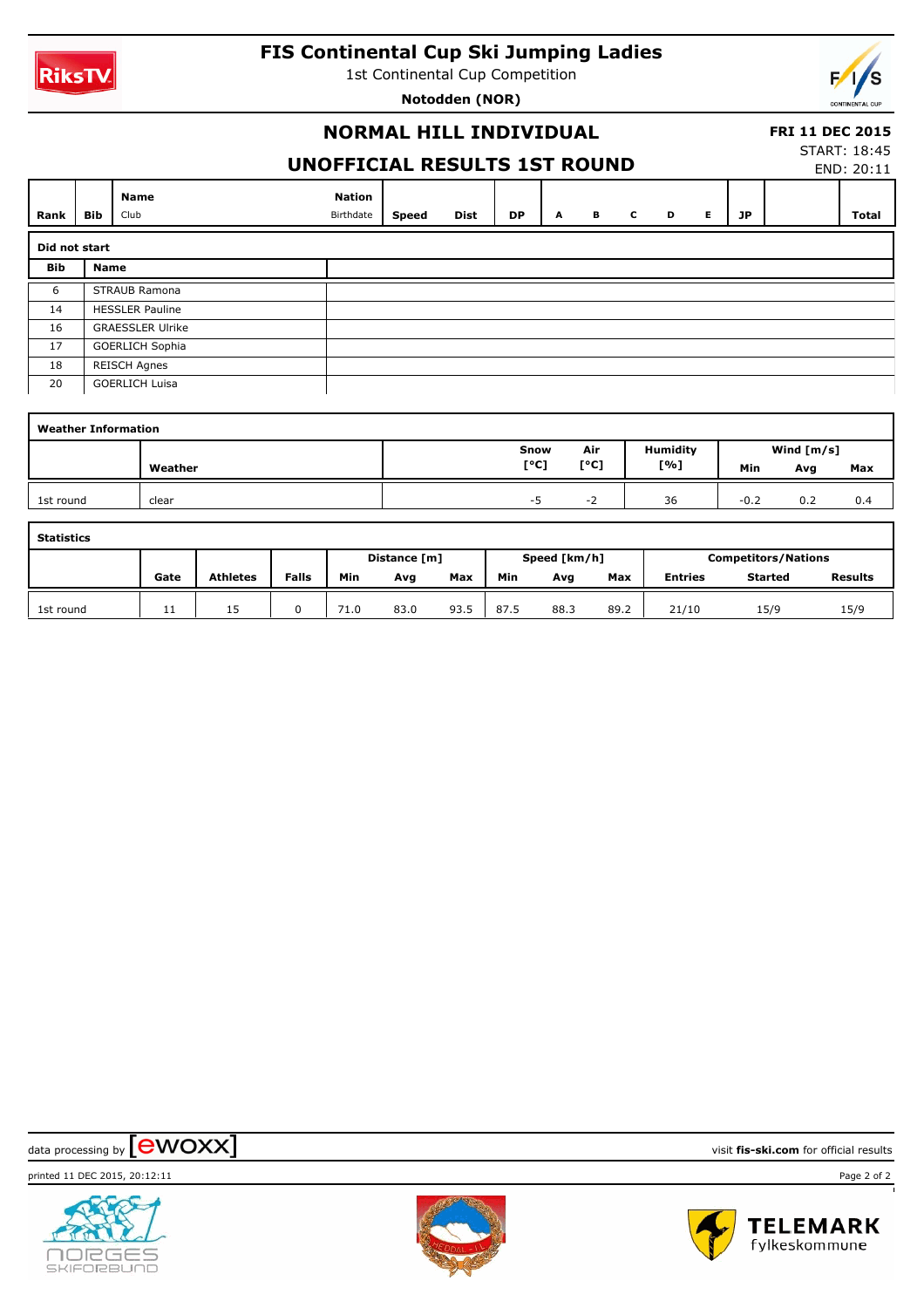# FIS Continental Cup Ski Jumping Ladies

1st Continental Cup Competition

**Notodden (NOR)**

## NORMAL HILL INDIVIDUAL

**FRI 11 DEC 2015**

START: 18:45

END: 20:11

## UNOFFICIAL RESULTS 1ST ROUND

| Rank | Bib | Name / Club | Nation / Birthdate | Speed | Dist | DP | A | B | C | D | E | JP | | Total |
|---|---|---|---|---|---|---|---|---|---|---|---|---|---|---|

**Did not start**

| Bib | Name |
|---|---|
| 6 | STRAUB Ramona |
| 14 | HESSLER Pauline |
| 16 | GRAESSLER Ulrike |
| 17 | GOERLICH Sophia |
| 18 | REISCH Agnes |
| 20 | GOERLICH Luisa |

**Weather Information**

| | Weather | Snow [°C] | Air [°C] | Humidity [%] | Wind [m/s] Min | Avg | Max |
|---|---|---|---|---|---|---|---|
| 1st round | clear | -5 | -2 | 36 | -0.2 | 0.2 | 0.4 |

**Statistics**

| | Gate | Athletes | Falls | Distance [m] | | | Speed [km/h] | | | Competitors/Nations | | |
|---|---|---|---|---|---|---|---|---|---|---|---|---|
| | | | | Min | Avg | Max | Min | Avg | Max | Entries | Started | Results |
| 1st round | 11 | 15 | 0 | 71.0 | 83.0 | 93.5 | 87.5 | 88.3 | 89.2 | 21/10 | 15/9 | 15/9 |

data processing by ewoxx

visit **fis-ski.com** for official results

printed 11 DEC 2015, 20:12:11